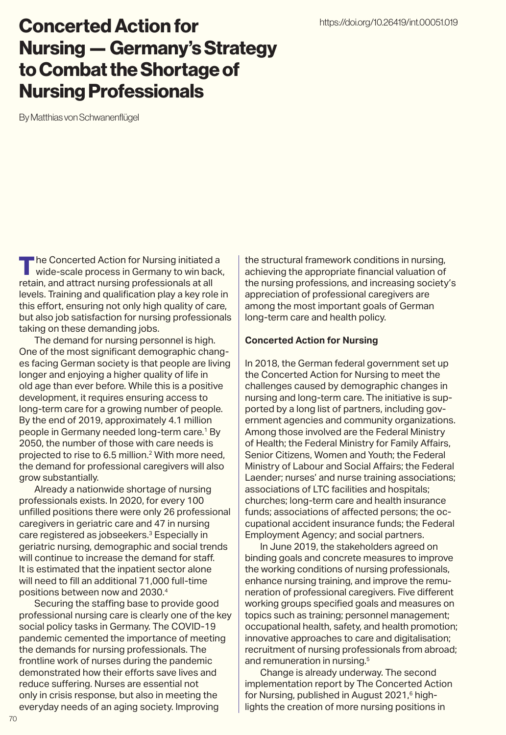https://doi.org/10.26419/int.00051.019

# Concerted Action for Nursing — Germany's Strategy to Combat the Shortage of Nursing Professionals

By Matthias von Schwanenflügel

The Concerted Action for Nursing initiated a wide-scale process in Germany to win back, retain, and attract nursing professionals at all levels. Training and qualification play a key role in this effort, ensuring not only high quality of care, but also job satisfaction for nursing professionals taking on these demanding jobs.

The demand for nursing personnel is high. One of the most significant demographic changes facing German society is that people are living longer and enjoying a higher quality of life in old age than ever before. While this is a positive development, it requires ensuring access to long-term care for a growing number of people. By the end of 2019, approximately 4.1 million people in Germany needed long-term care.[1] By 2050, the number of those with care needs is projected to rise to 6.5 million.[2] With more need, the demand for professional caregivers will also grow substantially.

Already a nationwide shortage of nursing professionals exists. In 2020, for every 100 unfilled positions there were only 26 professional caregivers in geriatric care and 47 in nursing care registered as jobseekers.[3] Especially in geriatric nursing, demographic and social trends will continue to increase the demand for staff. It is estimated that the inpatient sector alone will need to fill an additional 71,000 full-time positions between now and 2030.[4]

Securing the staffing base to provide good professional nursing care is clearly one of the key social policy tasks in Germany. The COVID-19 pandemic cemented the importance of meeting the demands for nursing professionals. The frontline work of nurses during the pandemic demonstrated how their efforts save lives and reduce suffering. Nurses are essential not only in crisis response, but also in meeting the everyday needs of an aging society. Improving the structural framework conditions in nursing, achieving the appropriate financial valuation of the nursing professions, and increasing society's appreciation of professional caregivers are among the most important goals of German long-term care and health policy.

**Concerted Action for Nursing**

In 2018, the German federal government set up the Concerted Action for Nursing to meet the challenges caused by demographic changes in nursing and long-term care. The initiative is supported by a long list of partners, including government agencies and community organizations. Among those involved are the Federal Ministry of Health; the Federal Ministry for Family Affairs, Senior Citizens, Women and Youth; the Federal Ministry of Labour and Social Affairs; the Federal Laender; nurses' and nurse training associations; associations of LTC facilities and hospitals; churches; long-term care and health insurance funds; associations of affected persons; the occupational accident insurance funds; the Federal Employment Agency; and social partners.

In June 2019, the stakeholders agreed on binding goals and concrete measures to improve the working conditions of nursing professionals, enhance nursing training, and improve the remuneration of professional caregivers. Five different working groups specified goals and measures on topics such as training; personnel management; occupational health, safety, and health promotion; innovative approaches to care and digitalisation; recruitment of nursing professionals from abroad; and remuneration in nursing.[5]

Change is already underway. The second implementation report by The Concerted Action for Nursing, published in August 2021,[6] highlights the creation of more nursing positions in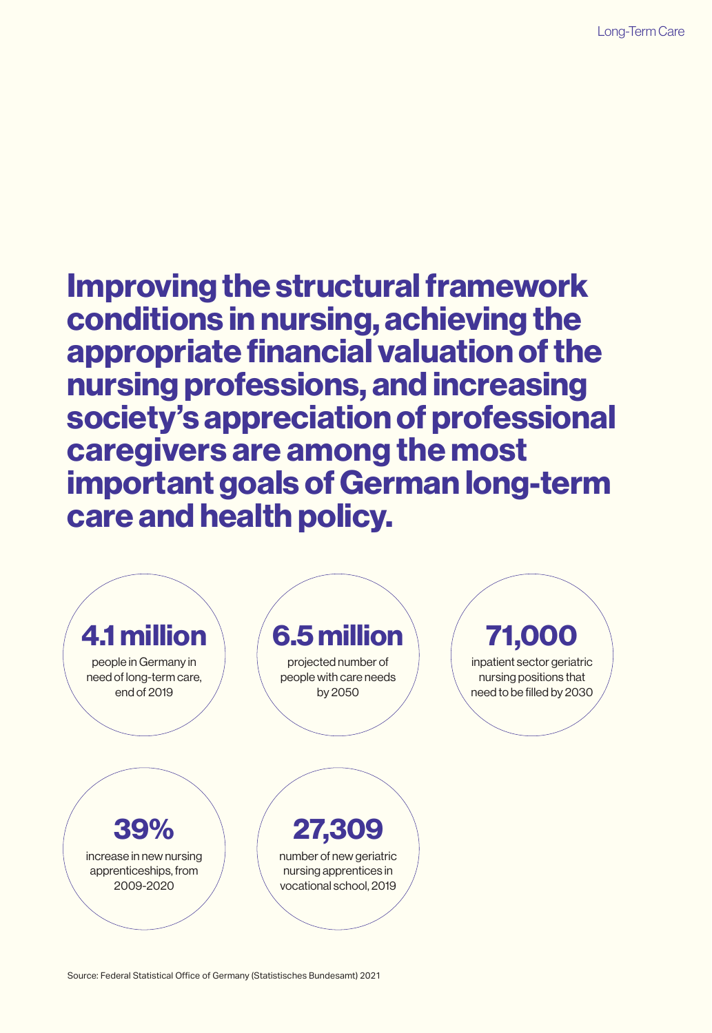# Improving the structural framework conditions in nursing, achieving the appropriate financial valuation of the nursing professions, and increasing society's appreciation of professional caregivers are among the most important goals of German long-term care and health policy.

**4.1 million**
people in Germany in need of long-term care, end of 2019

**6.5 million**
projected number of people with care needs by 2050

**71,000**
inpatient sector geriatric nursing positions that need to be filled by 2030

**39%**
increase in new nursing apprenticeships, from 2009-2020

**27,309**
number of new geriatric nursing apprentices in vocational school, 2019

Source: Federal Statistical Office of Germany (Statistisches Bundesamt) 2021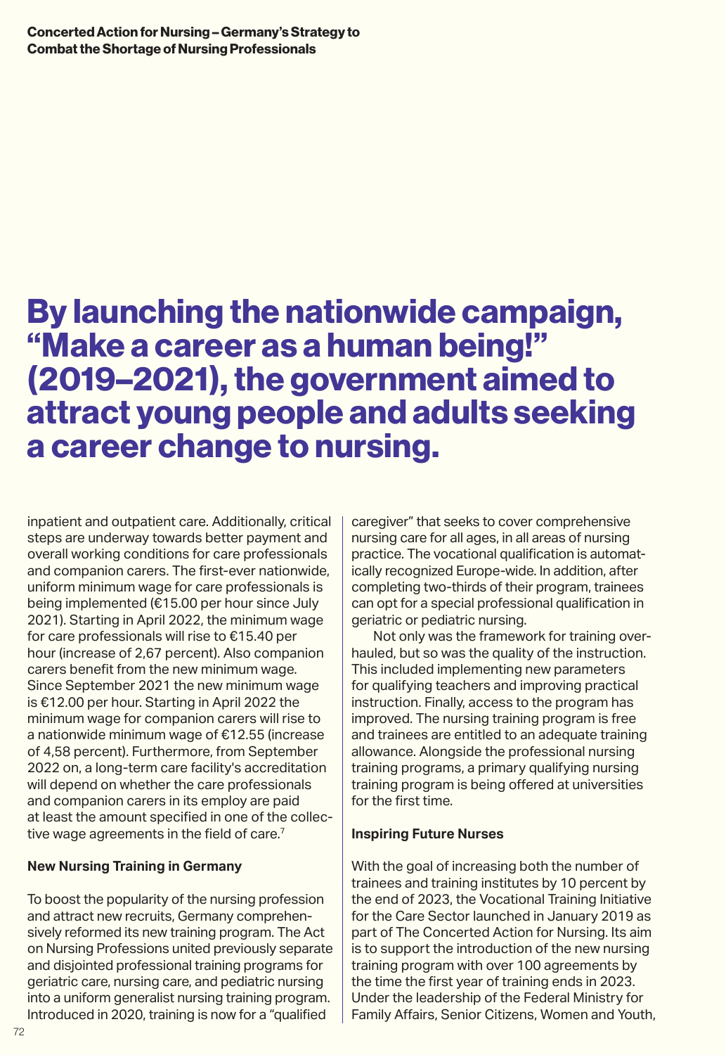By launching the nationwide campaign, "Make a career as a human being!" (2019–2021), the government aimed to attract young people and adults seeking a career change to nursing.

inpatient and outpatient care. Additionally, critical steps are underway towards better payment and overall working conditions for care professionals and companion carers. The first-ever nationwide, uniform minimum wage for care professionals is being implemented (€15.00 per hour since July 2021). Starting in April 2022, the minimum wage for care professionals will rise to €15.40 per hour (increase of 2,67 percent). Also companion carers benefit from the new minimum wage. Since September 2021 the new minimum wage is €12.00 per hour. Starting in April 2022 the minimum wage for companion carers will rise to a nationwide minimum wage of €12.55 (increase of 4,58 percent). Furthermore, from September 2022 on, a long-term care facility's accreditation will depend on whether the care professionals and companion carers in its employ are paid at least the amount specified in one of the collective wage agreements in the field of care.[7]

**New Nursing Training in Germany**

To boost the popularity of the nursing profession and attract new recruits, Germany comprehensively reformed its new training program. The Act on Nursing Professions united previously separate and disjointed professional training programs for geriatric care, nursing care, and pediatric nursing into a uniform generalist nursing training program. Introduced in 2020, training is now for a "qualified caregiver" that seeks to cover comprehensive nursing care for all ages, in all areas of nursing practice. The vocational qualification is automatically recognized Europe-wide. In addition, after completing two-thirds of their program, trainees can opt for a special professional qualification in geriatric or pediatric nursing.

Not only was the framework for training overhauled, but so was the quality of the instruction. This included implementing new parameters for qualifying teachers and improving practical instruction. Finally, access to the program has improved. The nursing training program is free and trainees are entitled to an adequate training allowance. Alongside the professional nursing training programs, a primary qualifying nursing training program is being offered at universities for the first time.

**Inspiring Future Nurses**

With the goal of increasing both the number of trainees and training institutes by 10 percent by the end of 2023, the Vocational Training Initiative for the Care Sector launched in January 2019 as part of The Concerted Action for Nursing. Its aim is to support the introduction of the new nursing training program with over 100 agreements by the time the first year of training ends in 2023. Under the leadership of the Federal Ministry for Family Affairs, Senior Citizens, Women and Youth,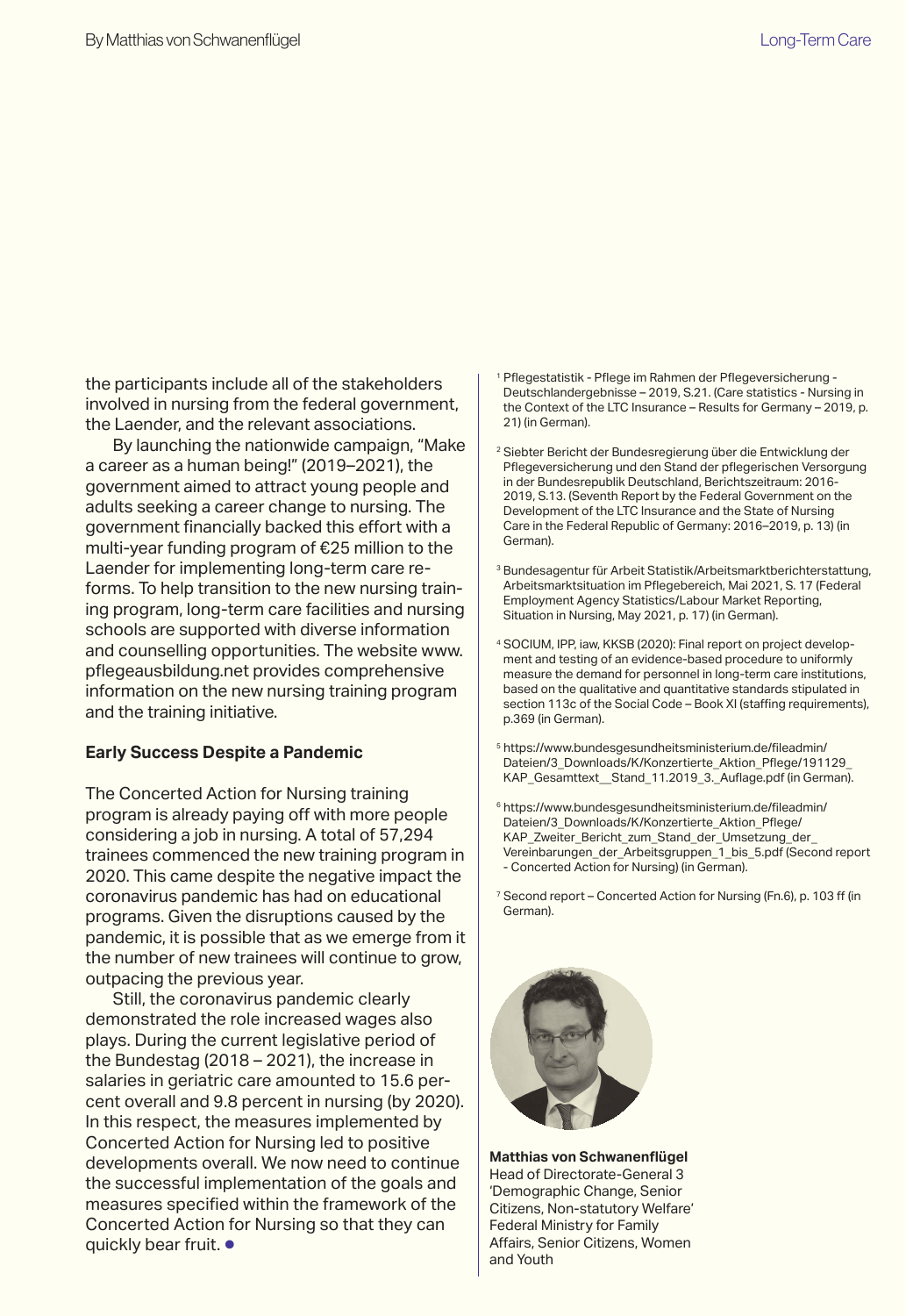the participants include all of the stakeholders involved in nursing from the federal government, the Laender, and the relevant associations.

By launching the nationwide campaign, "Make a career as a human being!" (2019–2021), the government aimed to attract young people and adults seeking a career change to nursing. The government financially backed this effort with a multi-year funding program of €25 million to the Laender for implementing long-term care reforms. To help transition to the new nursing training program, long-term care facilities and nursing schools are supported with diverse information and counselling opportunities. The website www.pflegeausbildung.net provides comprehensive information on the new nursing training program and the training initiative.

**Early Success Despite a Pandemic**

The Concerted Action for Nursing training program is already paying off with more people considering a job in nursing. A total of 57,294 trainees commenced the new training program in 2020. This came despite the negative impact the coronavirus pandemic has had on educational programs. Given the disruptions caused by the pandemic, it is possible that as we emerge from it the number of new trainees will continue to grow, outpacing the previous year.

Still, the coronavirus pandemic clearly demonstrated the role increased wages also plays. During the current legislative period of the Bundestag (2018 – 2021), the increase in salaries in geriatric care amounted to 15.6 percent overall and 9.8 percent in nursing (by 2020). In this respect, the measures implemented by Concerted Action for Nursing led to positive developments overall. We now need to continue the successful implementation of the goals and measures specified within the framework of the Concerted Action for Nursing so that they can quickly bear fruit. ●

[1] Pflegestatistik - Pflege im Rahmen der Pflegeversicherung - Deutschlandergebnisse – 2019, S.21. (Care statistics - Nursing in the Context of the LTC Insurance – Results for Germany – 2019, p. 21) (in German).

[2] Siebter Bericht der Bundesregierung über die Entwicklung der Pflegeversicherung und den Stand der pflegerischen Versorgung in der Bundesrepublik Deutschland, Berichtszeitraum: 2016-2019, S.13. (Seventh Report by the Federal Government on the Development of the LTC Insurance and the State of Nursing Care in the Federal Republic of Germany: 2016–2019, p. 13) (in German).

[3] Bundesagentur für Arbeit Statistik/Arbeitsmarktberichterstattung, Arbeitsmarktsituation im Pflegebereich, Mai 2021, S. 17 (Federal Employment Agency Statistics/Labour Market Reporting, Situation in Nursing, May 2021, p. 17) (in German).

[4] SOCIUM, IPP, iaw, KKSB (2020): Final report on project development and testing of an evidence-based procedure to uniformly measure the demand for personnel in long-term care institutions, based on the qualitative and quantitative standards stipulated in section 113c of the Social Code – Book XI (staffing requirements), p.369 (in German).

[5] https://www.bundesgesundheitsministerium.de/fileadmin/Dateien/3_Downloads/K/Konzertierte_Aktion_Pflege/191129_KAP_Gesamttext__Stand_11.2019_3._Auflage.pdf (in German).

[6] https://www.bundesgesundheitsministerium.de/fileadmin/Dateien/3_Downloads/K/Konzertierte_Aktion_Pflege/KAP_Zweiter_Bericht_zum_Stand_der_Umsetzung_der_Vereinbarungen_der_Arbeitsgruppen_1_bis_5.pdf (Second report - Concerted Action for Nursing) (in German).

[7] Second report – Concerted Action for Nursing (Fn.6), p. 103 ff (in German).

**Matthias von Schwanenflügel**
Head of Directorate-General 3 'Demographic Change, Senior Citizens, Non-statutory Welfare' Federal Ministry for Family Affairs, Senior Citizens, Women and Youth